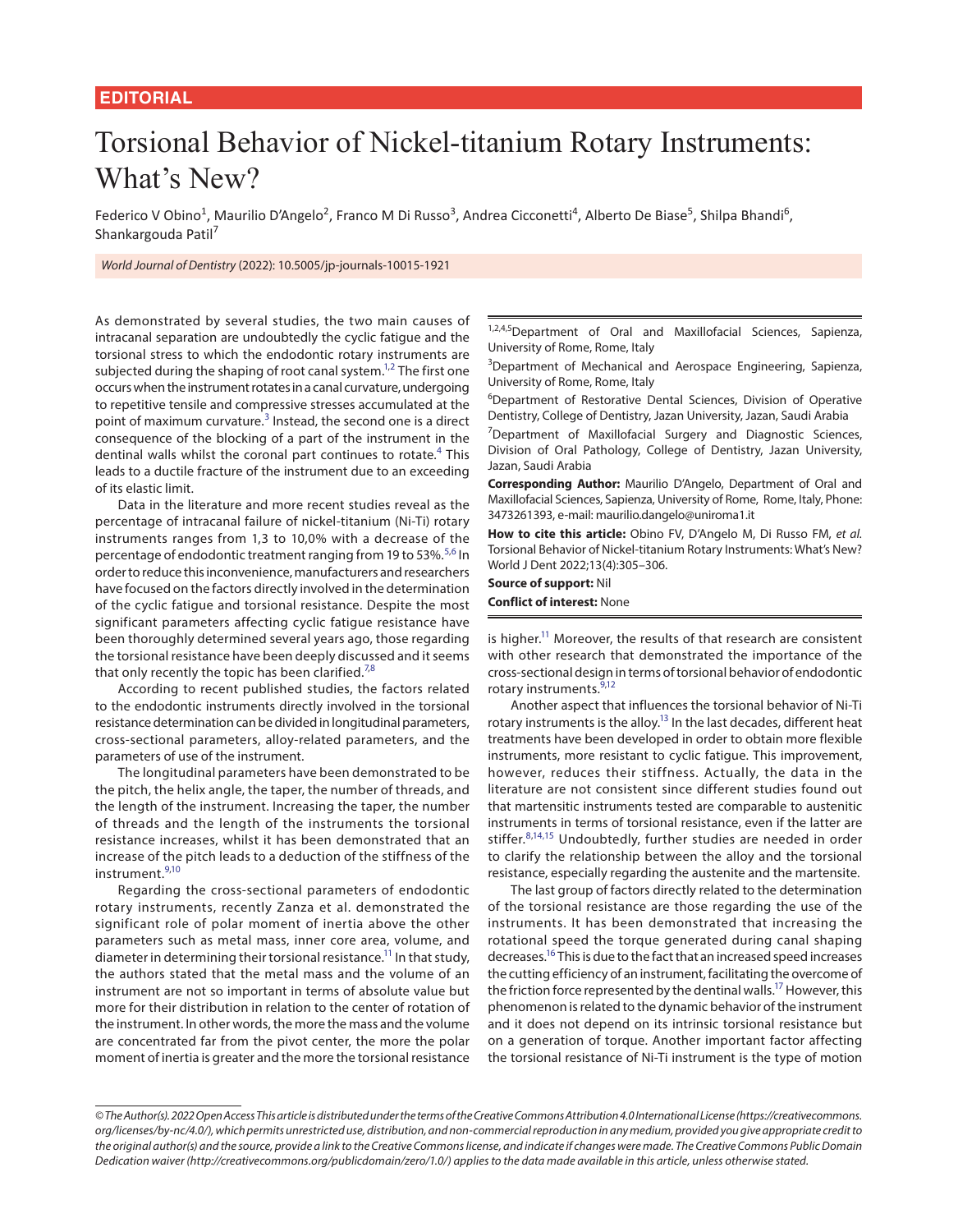EDITORIAL

# Torsional Behavior of Nickel-titanium Rotary Instruments: What's New?

Federico V Obino[1], Maurilio D'Angelo[2], Franco M Di Russo[3], Andrea Cicconetti[4], Alberto De Biase[5], Shilpa Bhandi[6], Shankargouda Patil[7]

*World Journal of Dentistry* (2022): 10.5005/jp-journals-10015-1921

[1,2,4,5]Department of Oral and Maxillofacial Sciences, Sapienza, University of Rome, Rome, Italy

[3]Department of Mechanical and Aerospace Engineering, Sapienza, University of Rome, Rome, Italy

[6]Department of Restorative Dental Sciences, Division of Operative Dentistry, College of Dentistry, Jazan University, Jazan, Saudi Arabia

[7]Department of Maxillofacial Surgery and Diagnostic Sciences, Division of Oral Pathology, College of Dentistry, Jazan University, Jazan, Saudi Arabia

**Corresponding Author:** Maurilio D'Angelo, Department of Oral and Maxillofacial Sciences, Sapienza, University of Rome, Rome, Italy, Phone: 3473261393, e-mail: maurilio.dangelo@uniroma1.it

**How to cite this article:** Obino FV, D'Angelo M, Di Russo FM, *et al.* Torsional Behavior of Nickel-titanium Rotary Instruments: What's New? World J Dent 2022;13(4):305–306.

**Source of support:** Nil

**Conflict of interest:** None

As demonstrated by several studies, the two main causes of intracanal separation are undoubtedly the cyclic fatigue and the torsional stress to which the endodontic rotary instruments are subjected during the shaping of root canal system.[1,2] The first one occurs when the instrument rotates in a canal curvature, undergoing to repetitive tensile and compressive stresses accumulated at the point of maximum curvature.[3] Instead, the second one is a direct consequence of the blocking of a part of the instrument in the dentinal walls whilst the coronal part continues to rotate.[4] This leads to a ductile fracture of the instrument due to an exceeding of its elastic limit.

Data in the literature and more recent studies reveal as the percentage of intracanal failure of nickel-titanium (Ni-Ti) rotary instruments ranges from 1,3 to 10,0% with a decrease of the percentage of endodontic treatment ranging from 19 to 53%.[5,6] In order to reduce this inconvenience, manufacturers and researchers have focused on the factors directly involved in the determination of the cyclic fatigue and torsional resistance. Despite the most significant parameters affecting cyclic fatigue resistance have been thoroughly determined several years ago, those regarding the torsional resistance have been deeply discussed and it seems that only recently the topic has been clarified.[7,8]

According to recent published studies, the factors related to the endodontic instruments directly involved in the torsional resistance determination can be divided in longitudinal parameters, cross-sectional parameters, alloy-related parameters, and the parameters of use of the instrument.

The longitudinal parameters have been demonstrated to be the pitch, the helix angle, the taper, the number of threads, and the length of the instrument. Increasing the taper, the number of threads and the length of the instruments the torsional resistance increases, whilst it has been demonstrated that an increase of the pitch leads to a deduction of the stiffness of the instrument.[9,10]

Regarding the cross-sectional parameters of endodontic rotary instruments, recently Zanza et al. demonstrated the significant role of polar moment of inertia above the other parameters such as metal mass, inner core area, volume, and diameter in determining their torsional resistance.[11] In that study, the authors stated that the metal mass and the volume of an instrument are not so important in terms of absolute value but more for their distribution in relation to the center of rotation of the instrument. In other words, the more the mass and the volume are concentrated far from the pivot center, the more the polar moment of inertia is greater and the more the torsional resistance is higher.[11] Moreover, the results of that research are consistent with other research that demonstrated the importance of the cross-sectional design in terms of torsional behavior of endodontic rotary instruments.[9,12]

Another aspect that influences the torsional behavior of Ni-Ti rotary instruments is the alloy.[13] In the last decades, different heat treatments have been developed in order to obtain more flexible instruments, more resistant to cyclic fatigue. This improvement, however, reduces their stiffness. Actually, the data in the literature are not consistent since different studies found out that martensitic instruments tested are comparable to austenitic instruments in terms of torsional resistance, even if the latter are stiffer.[8,14,15] Undoubtedly, further studies are needed in order to clarify the relationship between the alloy and the torsional resistance, especially regarding the austenite and the martensite.

The last group of factors directly related to the determination of the torsional resistance are those regarding the use of the instruments. It has been demonstrated that increasing the rotational speed the torque generated during canal shaping decreases.[16] This is due to the fact that an increased speed increases the cutting efficiency of an instrument, facilitating the overcome of the friction force represented by the dentinal walls.[17] However, this phenomenon is related to the dynamic behavior of the instrument and it does not depend on its intrinsic torsional resistance but on a generation of torque. Another important factor affecting the torsional resistance of Ni-Ti instrument is the type of motion

*© The Author(s). 2022 Open Access This article is distributed under the terms of the Creative Commons Attribution 4.0 International License (https://creativecommons.org/licenses/by-nc/4.0/), which permits unrestricted use, distribution, and non-commercial reproduction in any medium, provided you give appropriate credit to the original author(s) and the source, provide a link to the Creative Commons license, and indicate if changes were made. The Creative Commons Public Domain Dedication waiver (http://creativecommons.org/publicdomain/zero/1.0/) applies to the data made available in this article, unless otherwise stated.*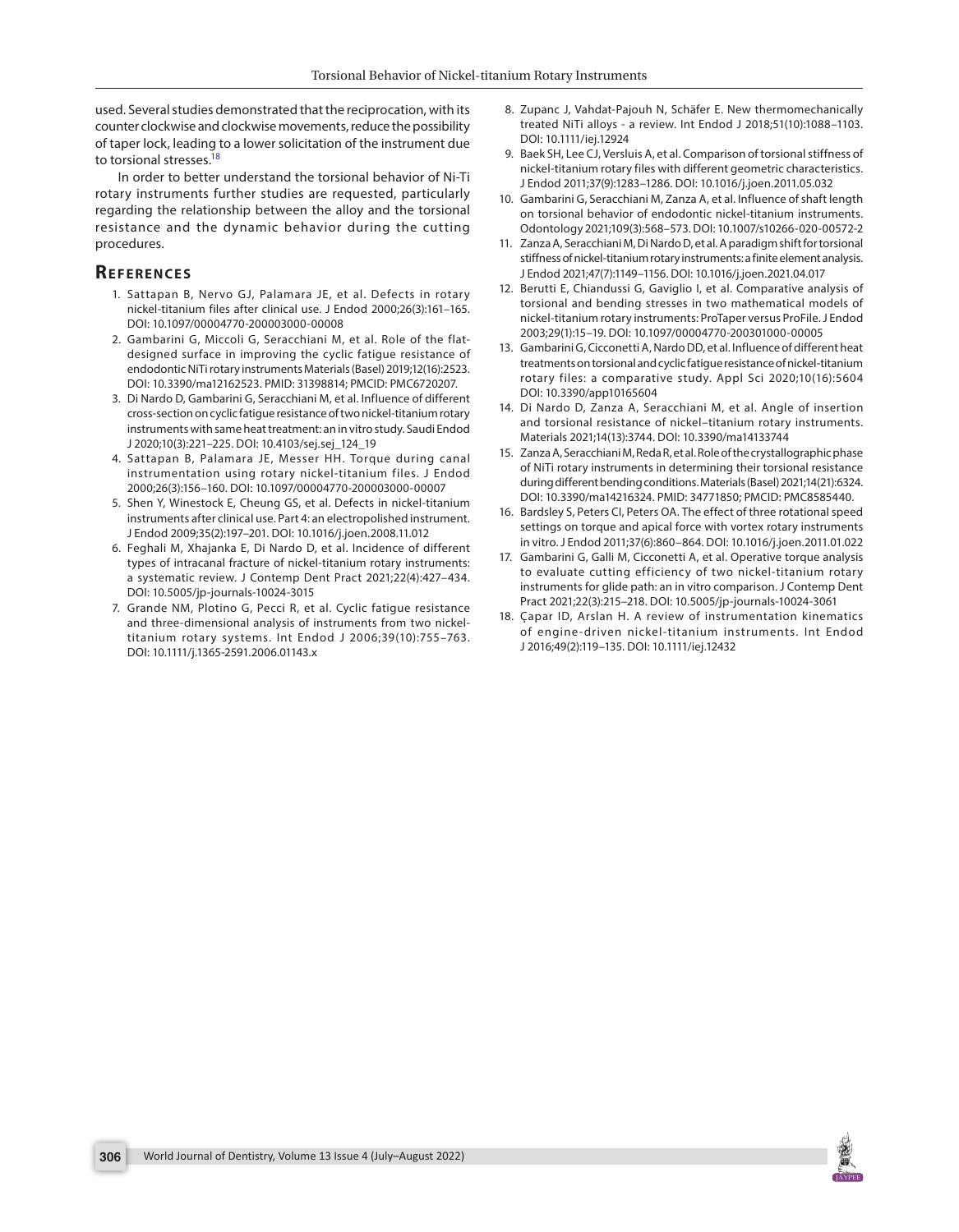used. Several studies demonstrated that the reciprocation, with its counter clockwise and clockwise movements, reduce the possibility of taper lock, leading to a lower solicitation of the instrument due to torsional stresses.[18]

In order to better understand the torsional behavior of Ni-Ti rotary instruments further studies are requested, particularly regarding the relationship between the alloy and the torsional resistance and the dynamic behavior during the cutting procedures.

## References

1. Sattapan B, Nervo GJ, Palamara JE, et al. Defects in rotary nickel-titanium files after clinical use. J Endod 2000;26(3):161–165. DOI: 10.1097/00004770-200003000-00008
2. Gambarini G, Miccoli G, Seracchiani M, et al. Role of the flat-designed surface in improving the cyclic fatigue resistance of endodontic NiTi rotary instruments Materials (Basel) 2019;12(16):2523. DOI: 10.3390/ma12162523. PMID: 31398814; PMCID: PMC6720207.
3. Di Nardo D, Gambarini G, Seracchiani M, et al. Influence of different cross-section on cyclic fatigue resistance of two nickel-titanium rotary instruments with same heat treatment: an in vitro study. Saudi Endod J 2020;10(3):221–225. DOI: 10.4103/sej.sej_124_19
4. Sattapan B, Palamara JE, Messer HH. Torque during canal instrumentation using rotary nickel-titanium files. J Endod 2000;26(3):156–160. DOI: 10.1097/00004770-200003000-00007
5. Shen Y, Winestock E, Cheung GS, et al. Defects in nickel-titanium instruments after clinical use. Part 4: an electropolished instrument. J Endod 2009;35(2):197–201. DOI: 10.1016/j.joen.2008.11.012
6. Feghali M, Xhajanka E, Di Nardo D, et al. Incidence of different types of intracanal fracture of nickel-titanium rotary instruments: a systematic review. J Contemp Dent Pract 2021;22(4):427–434. DOI: 10.5005/jp-journals-10024-3015
7. Grande NM, Plotino G, Pecci R, et al. Cyclic fatigue resistance and three-dimensional analysis of instruments from two nickel-titanium rotary systems. Int Endod J 2006;39(10):755–763. DOI: 10.1111/j.1365-2591.2006.01143.x
8. Zupanc J, Vahdat-Pajouh N, Schäfer E. New thermomechanically treated NiTi alloys - a review. Int Endod J 2018;51(10):1088–1103. DOI: 10.1111/iej.12924
9. Baek SH, Lee CJ, Versluis A, et al. Comparison of torsional stiffness of nickel-titanium rotary files with different geometric characteristics. J Endod 2011;37(9):1283–1286. DOI: 10.1016/j.joen.2011.05.032
10. Gambarini G, Seracchiani M, Zanza A, et al. Influence of shaft length on torsional behavior of endodontic nickel-titanium instruments. Odontology 2021;109(3):568–573. DOI: 10.1007/s10266-020-00572-2
11. Zanza A, Seracchiani M, Di Nardo D, et al. A paradigm shift for torsional stiffness of nickel-titanium rotary instruments: a finite element analysis. J Endod 2021;47(7):1149–1156. DOI: 10.1016/j.joen.2021.04.017
12. Berutti E, Chiandussi G, Gaviglio I, et al. Comparative analysis of torsional and bending stresses in two mathematical models of nickel-titanium rotary instruments: ProTaper versus ProFile. J Endod 2003;29(1):15–19. DOI: 10.1097/00004770-200301000-00005
13. Gambarini G, Cicconetti A, Nardo DD, et al. Influence of different heat treatments on torsional and cyclic fatigue resistance of nickel-titanium rotary files: a comparative study. Appl Sci 2020;10(16):5604 DOI: 10.3390/app10165604
14. Di Nardo D, Zanza A, Seracchiani M, et al. Angle of insertion and torsional resistance of nickel–titanium rotary instruments. Materials 2021;14(13):3744. DOI: 10.3390/ma14133744
15. Zanza A, Seracchiani M, Reda R, et al. Role of the crystallographic phase of NiTi rotary instruments in determining their torsional resistance during different bending conditions. Materials (Basel) 2021;14(21):6324. DOI: 10.3390/ma14216324. PMID: 34771850; PMCID: PMC8585440.
16. Bardsley S, Peters CI, Peters OA. The effect of three rotational speed settings on torque and apical force with vortex rotary instruments in vitro. J Endod 2011;37(6):860–864. DOI: 10.1016/j.joen.2011.01.022
17. Gambarini G, Galli M, Cicconetti A, et al. Operative torque analysis to evaluate cutting efficiency of two nickel-titanium rotary instruments for glide path: an in vitro comparison. J Contemp Dent Pract 2021;22(3):215–218. DOI: 10.5005/jp-journals-10024-3061
18. Çapar ID, Arslan H. A review of instrumentation kinematics of engine-driven nickel-titanium instruments. Int Endod J 2016;49(2):119–135. DOI: 10.1111/iej.12432